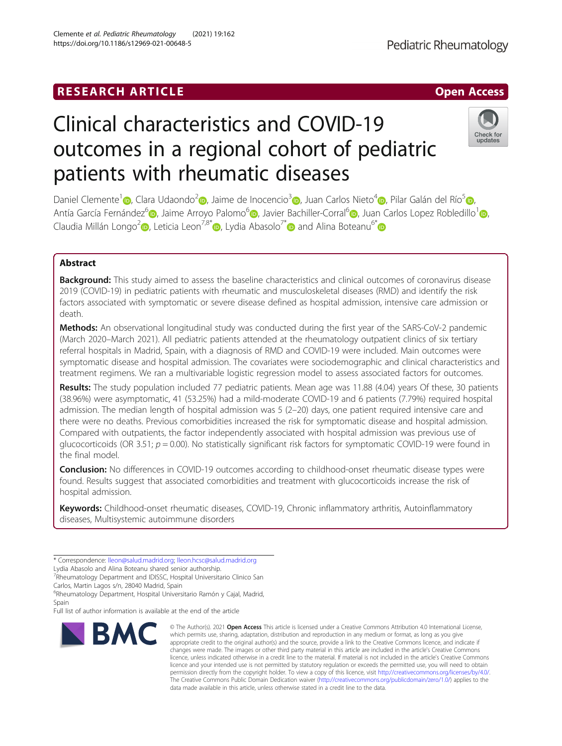RESEARCH ARTICLE

Open Access

# Clinical characteristics and COVID-19 outcomes in a regional cohort of pediatric patients with rheumatic diseases

Daniel Clemente[1], Clara Udaondo[2], Jaime de Inocencio[3], Juan Carlos Nieto[4], Pilar Galán del Río[5], Antía García Fernández[6], Jaime Arroyo Palomo[6], Javier Bachiller-Corral[6], Juan Carlos Lopez Robledillo[1], Claudia Millán Longo[2], Leticia Leon[7,8*], Lydia Abasolo[7*] and Alina Boteanu[6*]

## Abstract

**Background:** This study aimed to assess the baseline characteristics and clinical outcomes of coronavirus disease 2019 (COVID-19) in pediatric patients with rheumatic and musculoskeletal diseases (RMD) and identify the risk factors associated with symptomatic or severe disease defined as hospital admission, intensive care admission or death.

**Methods:** An observational longitudinal study was conducted during the first year of the SARS-CoV-2 pandemic (March 2020–March 2021). All pediatric patients attended at the rheumatology outpatient clinics of six tertiary referral hospitals in Madrid, Spain, with a diagnosis of RMD and COVID-19 were included. Main outcomes were symptomatic disease and hospital admission. The covariates were sociodemographic and clinical characteristics and treatment regimens. We ran a multivariable logistic regression model to assess associated factors for outcomes.

**Results:** The study population included 77 pediatric patients. Mean age was 11.88 (4.04) years Of these, 30 patients (38.96%) were asymptomatic, 41 (53.25%) had a mild-moderate COVID-19 and 6 patients (7.79%) required hospital admission. The median length of hospital admission was 5 (2–20) days, one patient required intensive care and there were no deaths. Previous comorbidities increased the risk for symptomatic disease and hospital admission. Compared with outpatients, the factor independently associated with hospital admission was previous use of glucocorticoids (OR 3.51; $p = 0.00$). No statistically significant risk factors for symptomatic COVID-19 were found in the final model.

**Conclusion:** No differences in COVID-19 outcomes according to childhood-onset rheumatic disease types were found. Results suggest that associated comorbidities and treatment with glucocorticoids increase the risk of hospital admission.

**Keywords:** Childhood-onset rheumatic diseases, COVID-19, Chronic inflammatory arthritis, Autoinflammatory diseases, Multisystemic autoimmune disorders

---

\* Correspondence: lleon@salud.madrid.org; lleon.hcsc@salud.madrid.org
Lydia Abasolo and Alina Boteanu shared senior authorship.
[7]Rheumatology Department and IDISSC, Hospital Universitario Clinico San Carlos, Martin Lagos s/n, 28040 Madrid, Spain
[6]Rheumatology Department, Hospital Universitario Ramón y Cajal, Madrid, Spain
Full list of author information is available at the end of the article

© The Author(s). 2021 **Open Access** This article is licensed under a Creative Commons Attribution 4.0 International License, which permits use, sharing, adaptation, distribution and reproduction in any medium or format, as long as you give appropriate credit to the original author(s) and the source, provide a link to the Creative Commons licence, and indicate if changes were made. The images or other third party material in this article are included in the article's Creative Commons licence, unless indicated otherwise in a credit line to the material. If material is not included in the article's Creative Commons licence and your intended use is not permitted by statutory regulation or exceeds the permitted use, you will need to obtain permission directly from the copyright holder. To view a copy of this licence, visit http://creativecommons.org/licenses/by/4.0/. The Creative Commons Public Domain Dedication waiver (http://creativecommons.org/publicdomain/zero/1.0/) applies to the data made available in this article, unless otherwise stated in a credit line to the data.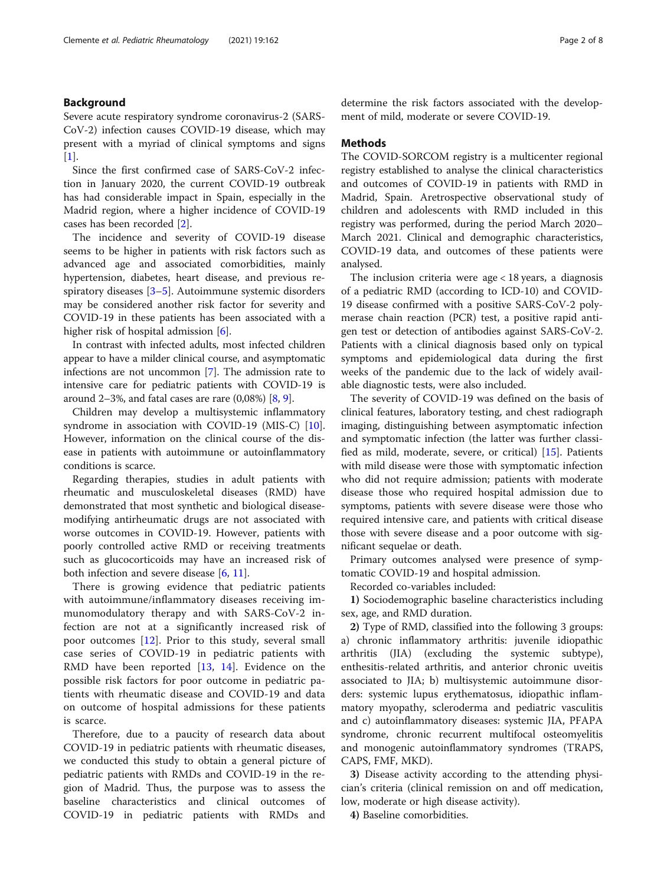## Background

Severe acute respiratory syndrome coronavirus-2 (SARS-CoV-2) infection causes COVID-19 disease, which may present with a myriad of clinical symptoms and signs [1].

Since the first confirmed case of SARS-CoV-2 infection in January 2020, the current COVID-19 outbreak has had considerable impact in Spain, especially in the Madrid region, where a higher incidence of COVID-19 cases has been recorded [2].

The incidence and severity of COVID-19 disease seems to be higher in patients with risk factors such as advanced age and associated comorbidities, mainly hypertension, diabetes, heart disease, and previous respiratory diseases [3–5]. Autoimmune systemic disorders may be considered another risk factor for severity and COVID-19 in these patients has been associated with a higher risk of hospital admission [6].

In contrast with infected adults, most infected children appear to have a milder clinical course, and asymptomatic infections are not uncommon [7]. The admission rate to intensive care for pediatric patients with COVID-19 is around 2–3%, and fatal cases are rare (0,08%) [8, 9].

Children may develop a multisystemic inflammatory syndrome in association with COVID-19 (MIS-C) [10]. However, information on the clinical course of the disease in patients with autoimmune or autoinflammatory conditions is scarce.

Regarding therapies, studies in adult patients with rheumatic and musculoskeletal diseases (RMD) have demonstrated that most synthetic and biological disease-modifying antirheumatic drugs are not associated with worse outcomes in COVID-19. However, patients with poorly controlled active RMD or receiving treatments such as glucocorticoids may have an increased risk of both infection and severe disease [6, 11].

There is growing evidence that pediatric patients with autoimmune/inflammatory diseases receiving immunomodulatory therapy and with SARS-CoV-2 infection are not at a significantly increased risk of poor outcomes [12]. Prior to this study, several small case series of COVID-19 in pediatric patients with RMD have been reported [13, 14]. Evidence on the possible risk factors for poor outcome in pediatric patients with rheumatic disease and COVID-19 and data on outcome of hospital admissions for these patients is scarce.

Therefore, due to a paucity of research data about COVID-19 in pediatric patients with rheumatic diseases, we conducted this study to obtain a general picture of pediatric patients with RMDs and COVID-19 in the region of Madrid. Thus, the purpose was to assess the baseline characteristics and clinical outcomes of COVID-19 in pediatric patients with RMDs and determine the risk factors associated with the development of mild, moderate or severe COVID-19.

## Methods

The COVID-SORCOM registry is a multicenter regional registry established to analyse the clinical characteristics and outcomes of COVID-19 in patients with RMD in Madrid, Spain. Aretrospective observational study of children and adolescents with RMD included in this registry was performed, during the period March 2020–March 2021. Clinical and demographic characteristics, COVID-19 data, and outcomes of these patients were analysed.

The inclusion criteria were age < 18 years, a diagnosis of a pediatric RMD (according to ICD-10) and COVID-19 disease confirmed with a positive SARS-CoV-2 polymerase chain reaction (PCR) test, a positive rapid antigen test or detection of antibodies against SARS-CoV-2. Patients with a clinical diagnosis based only on typical symptoms and epidemiological data during the first weeks of the pandemic due to the lack of widely available diagnostic tests, were also included.

The severity of COVID-19 was defined on the basis of clinical features, laboratory testing, and chest radiograph imaging, distinguishing between asymptomatic infection and symptomatic infection (the latter was further classified as mild, moderate, severe, or critical) [15]. Patients with mild disease were those with symptomatic infection who did not require admission; patients with moderate disease those who required hospital admission due to symptoms, patients with severe disease were those who required intensive care, and patients with critical disease those with severe disease and a poor outcome with significant sequelae or death.

Primary outcomes analysed were presence of symptomatic COVID-19 and hospital admission.

Recorded co-variables included:

**1)** Sociodemographic baseline characteristics including sex, age, and RMD duration.

**2)** Type of RMD, classified into the following 3 groups: a) chronic inflammatory arthritis: juvenile idiopathic arthritis (JIA) (excluding the systemic subtype), enthesitis-related arthritis, and anterior chronic uveitis associated to JIA; b) multisystemic autoimmune disorders: systemic lupus erythematosus, idiopathic inflammatory myopathy, scleroderma and pediatric vasculitis and c) autoinflammatory diseases: systemic JIA, PFAPA syndrome, chronic recurrent multifocal osteomyelitis and monogenic autoinflammatory syndromes (TRAPS, CAPS, FMF, MKD).

**3)** Disease activity according to the attending physician's criteria (clinical remission on and off medication, low, moderate or high disease activity).

**4)** Baseline comorbidities.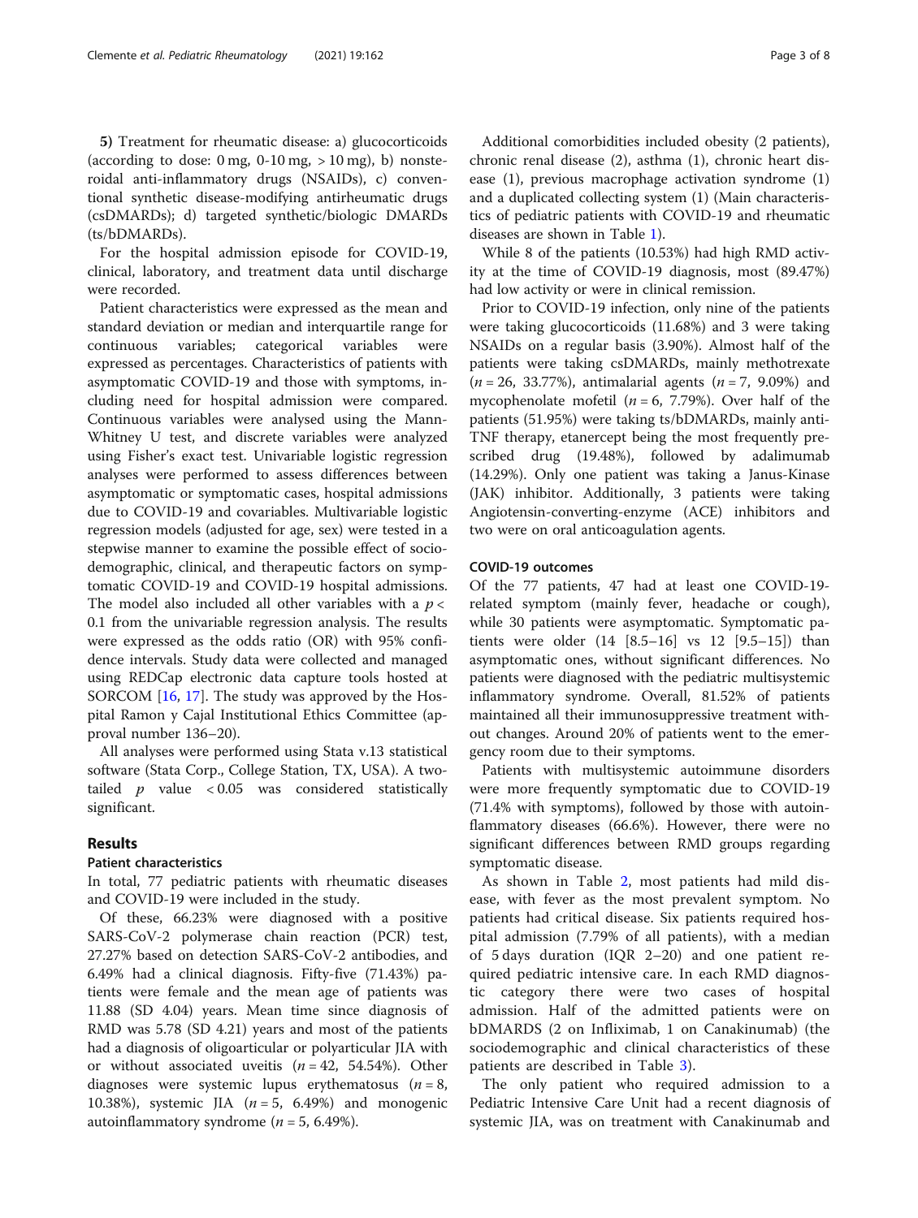**5)** Treatment for rheumatic disease: a) glucocorticoids (according to dose: 0 mg, 0-10 mg, > 10 mg), b) nonsteroidal anti-inflammatory drugs (NSAIDs), c) conventional synthetic disease-modifying antirheumatic drugs (csDMARDs); d) targeted synthetic/biologic DMARDs (ts/bDMARDs).

For the hospital admission episode for COVID-19, clinical, laboratory, and treatment data until discharge were recorded.

Patient characteristics were expressed as the mean and standard deviation or median and interquartile range for continuous variables; categorical variables were expressed as percentages. Characteristics of patients with asymptomatic COVID-19 and those with symptoms, including need for hospital admission were compared. Continuous variables were analysed using the Mann-Whitney U test, and discrete variables were analyzed using Fisher's exact test. Univariable logistic regression analyses were performed to assess differences between asymptomatic or symptomatic cases, hospital admissions due to COVID-19 and covariables. Multivariable logistic regression models (adjusted for age, sex) were tested in a stepwise manner to examine the possible effect of sociodemographic, clinical, and therapeutic factors on symptomatic COVID-19 and COVID-19 hospital admissions. The model also included all other variables with a $p < 0.1$ from the univariable regression analysis. The results were expressed as the odds ratio (OR) with 95% confidence intervals. Study data were collected and managed using REDCap electronic data capture tools hosted at SORCOM [16, 17]. The study was approved by the Hospital Ramon y Cajal Institutional Ethics Committee (approval number 136–20).

All analyses were performed using Stata v.13 statistical software (Stata Corp., College Station, TX, USA). A two-tailed $p$ value $< 0.05$ was considered statistically significant.

## Results

### Patient characteristics

In total, 77 pediatric patients with rheumatic diseases and COVID-19 were included in the study.

Of these, 66.23% were diagnosed with a positive SARS-CoV-2 polymerase chain reaction (PCR) test, 27.27% based on detection SARS-CoV-2 antibodies, and 6.49% had a clinical diagnosis. Fifty-five (71.43%) patients were female and the mean age of patients was 11.88 (SD 4.04) years. Mean time since diagnosis of RMD was 5.78 (SD 4.21) years and most of the patients had a diagnosis of oligoarticular or polyarticular JIA with or without associated uveitis ($n = 42$, 54.54%). Other diagnoses were systemic lupus erythematosus ($n = 8$, 10.38%), systemic JIA ($n = 5$, 6.49%) and monogenic autoinflammatory syndrome ($n = 5$, 6.49%).

Additional comorbidities included obesity (2 patients), chronic renal disease (2), asthma (1), chronic heart disease (1), previous macrophage activation syndrome (1) and a duplicated collecting system (1) (Main characteristics of pediatric patients with COVID-19 and rheumatic diseases are shown in Table 1).

While 8 of the patients (10.53%) had high RMD activity at the time of COVID-19 diagnosis, most (89.47%) had low activity or were in clinical remission.

Prior to COVID-19 infection, only nine of the patients were taking glucocorticoids (11.68%) and 3 were taking NSAIDs on a regular basis (3.90%). Almost half of the patients were taking csDMARDs, mainly methotrexate ($n = 26$, 33.77%), antimalarial agents ($n = 7$, 9.09%) and mycophenolate mofetil ($n = 6$, 7.79%). Over half of the patients (51.95%) were taking ts/bDMARDs, mainly anti-TNF therapy, etanercept being the most frequently prescribed drug (19.48%), followed by adalimumab (14.29%). Only one patient was taking a Janus-Kinase (JAK) inhibitor. Additionally, 3 patients were taking Angiotensin-converting-enzyme (ACE) inhibitors and two were on oral anticoagulation agents.

### COVID-19 outcomes

Of the 77 patients, 47 had at least one COVID-19-related symptom (mainly fever, headache or cough), while 30 patients were asymptomatic. Symptomatic patients were older (14 [8.5–16] vs 12 [9.5–15]) than asymptomatic ones, without significant differences. No patients were diagnosed with the pediatric multisystemic inflammatory syndrome. Overall, 81.52% of patients maintained all their immunosuppressive treatment without changes. Around 20% of patients went to the emergency room due to their symptoms.

Patients with multisystemic autoimmune disorders were more frequently symptomatic due to COVID-19 (71.4% with symptoms), followed by those with autoinflammatory diseases (66.6%). However, there were no significant differences between RMD groups regarding symptomatic disease.

As shown in Table 2, most patients had mild disease, with fever as the most prevalent symptom. No patients had critical disease. Six patients required hospital admission (7.79% of all patients), with a median of 5 days duration (IQR 2–20) and one patient required pediatric intensive care. In each RMD diagnostic category there were two cases of hospital admission. Half of the admitted patients were on bDMARDS (2 on Infliximab, 1 on Canakinumab) (the sociodemographic and clinical characteristics of these patients are described in Table 3).

The only patient who required admission to a Pediatric Intensive Care Unit had a recent diagnosis of systemic JIA, was on treatment with Canakinumab and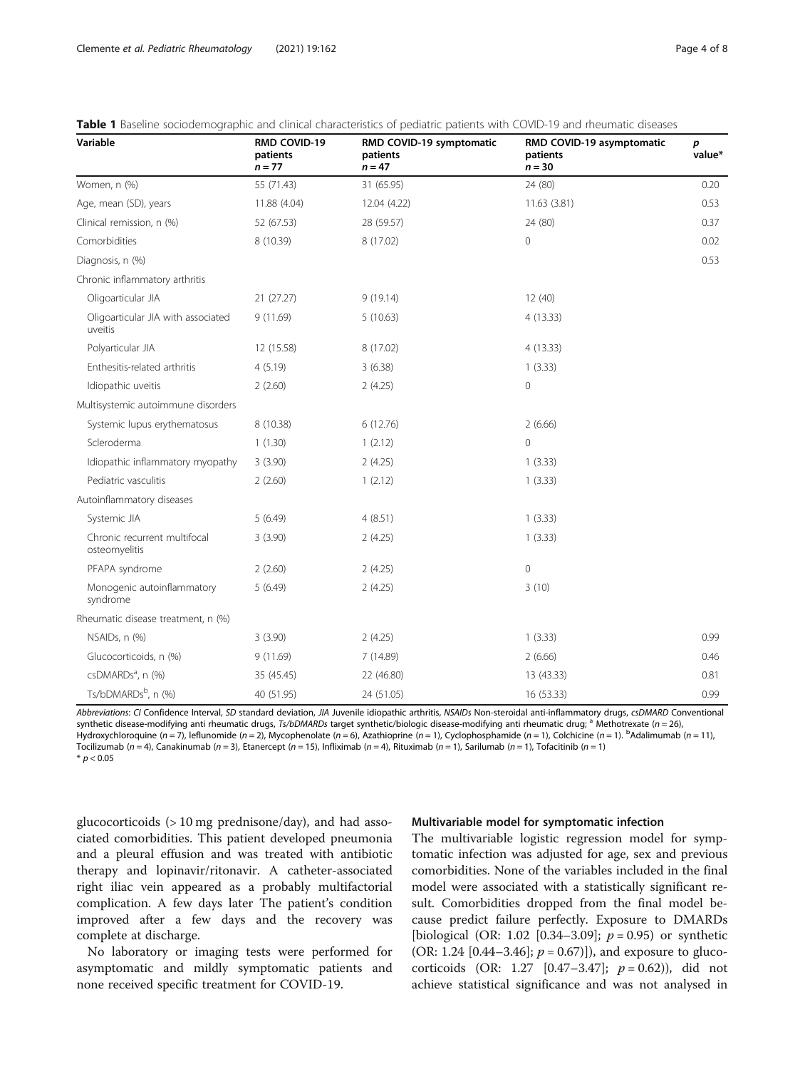**Table 1** Baseline sociodemographic and clinical characteristics of pediatric patients with COVID-19 and rheumatic diseases

| Variable | RMD COVID-19 patients $n = 77$ | RMD COVID-19 symptomatic patients $n = 47$ | RMD COVID-19 asymptomatic patients $n = 30$ | $p$ value* |
|---|---|---|---|---|
| Women, n (%) | 55 (71.43) | 31 (65.95) | 24 (80) | 0.20 |
| Age, mean (SD), years | 11.88 (4.04) | 12.04 (4.22) | 11.63 (3.81) | 0.53 |
| Clinical remission, n (%) | 52 (67.53) | 28 (59.57) | 24 (80) | 0.37 |
| Comorbidities | 8 (10.39) | 8 (17.02) | 0 | 0.02 |
| Diagnosis, n (%) | | | | 0.53 |
| Chronic inflammatory arthritis | | | | |
| Oligoarticular JIA | 21 (27.27) | 9 (19.14) | 12 (40) | |
| Oligoarticular JIA with associated uveitis | 9 (11.69) | 5 (10.63) | 4 (13.33) | |
| Polyarticular JIA | 12 (15.58) | 8 (17.02) | 4 (13.33) | |
| Enthesitis-related arthritis | 4 (5.19) | 3 (6.38) | 1 (3.33) | |
| Idiopathic uveitis | 2 (2.60) | 2 (4.25) | 0 | |
| Multisystemic autoimmune disorders | | | | |
| Systemic lupus erythematosus | 8 (10.38) | 6 (12.76) | 2 (6.66) | |
| Scleroderma | 1 (1.30) | 1 (2.12) | 0 | |
| Idiopathic inflammatory myopathy | 3 (3.90) | 2 (4.25) | 1 (3.33) | |
| Pediatric vasculitis | 2 (2.60) | 1 (2.12) | 1 (3.33) | |
| Autoinflammatory diseases | | | | |
| Systemic JIA | 5 (6.49) | 4 (8.51) | 1 (3.33) | |
| Chronic recurrent multifocal osteomyelitis | 3 (3.90) | 2 (4.25) | 1 (3.33) | |
| PFAPA syndrome | 2 (2.60) | 2 (4.25) | 0 | |
| Monogenic autoinflammatory syndrome | 5 (6.49) | 2 (4.25) | 3 (10) | |
| Rheumatic disease treatment, n (%) | | | | |
| NSAIDs, n (%) | 3 (3.90) | 2 (4.25) | 1 (3.33) | 0.99 |
| Glucocorticoids, n (%) | 9 (11.69) | 7 (14.89) | 2 (6.66) | 0.46 |
| csDMARDs[a], n (%) | 35 (45.45) | 22 (46.80) | 13 (43.33) | 0.81 |
| Ts/bDMARDs[b], n (%) | 40 (51.95) | 24 (51.05) | 16 (53.33) | 0.99 |

*Abbreviations*: *CI* Confidence Interval, *SD* standard deviation, *JIA* Juvenile idiopathic arthritis, *NSAIDs* Non-steroidal anti-inflammatory drugs, *csDMARD* Conventional synthetic disease-modifying anti rheumatic drugs, *Ts/bDMARDs* target synthetic/biologic disease-modifying anti rheumatic drug; [a] Methotrexate ($n = 26$), Hydroxychloroquine ($n = 7$), leflunomide ($n = 2$), Mycophenolate ($n = 6$), Azathioprine ($n = 1$), Cyclophosphamide ($n = 1$), Colchicine ($n = 1$). [b]Adalimumab ($n = 11$), Tocilizumab ($n = 4$), Canakinumab ($n = 3$), Etanercept ($n = 15$), Infliximab ($n = 4$), Rituximab ($n = 1$), Sarilumab ($n = 1$), Tofacitinib ($n = 1$)
* $p < 0.05$

glucocorticoids (> 10 mg prednisone/day), and had associated comorbidities. This patient developed pneumonia and a pleural effusion and was treated with antibiotic therapy and lopinavir/ritonavir. A catheter-associated right iliac vein appeared as a probably multifactorial complication. A few days later The patient's condition improved after a few days and the recovery was complete at discharge.

No laboratory or imaging tests were performed for asymptomatic and mildly symptomatic patients and none received specific treatment for COVID-19.

### Multivariable model for symptomatic infection

The multivariable logistic regression model for symptomatic infection was adjusted for age, sex and previous comorbidities. None of the variables included in the final model were associated with a statistically significant result. Comorbidities dropped from the final model because predict failure perfectly. Exposure to DMARDs [biological (OR: 1.02 [0.34–3.09]; $p = 0.95$) or synthetic (OR: 1.24 [0.44–3.46]; $p = 0.67$)]), and exposure to glucocorticoids (OR: 1.27 [0.47–3.47]; $p = 0.62$)), did not achieve statistical significance and was not analysed in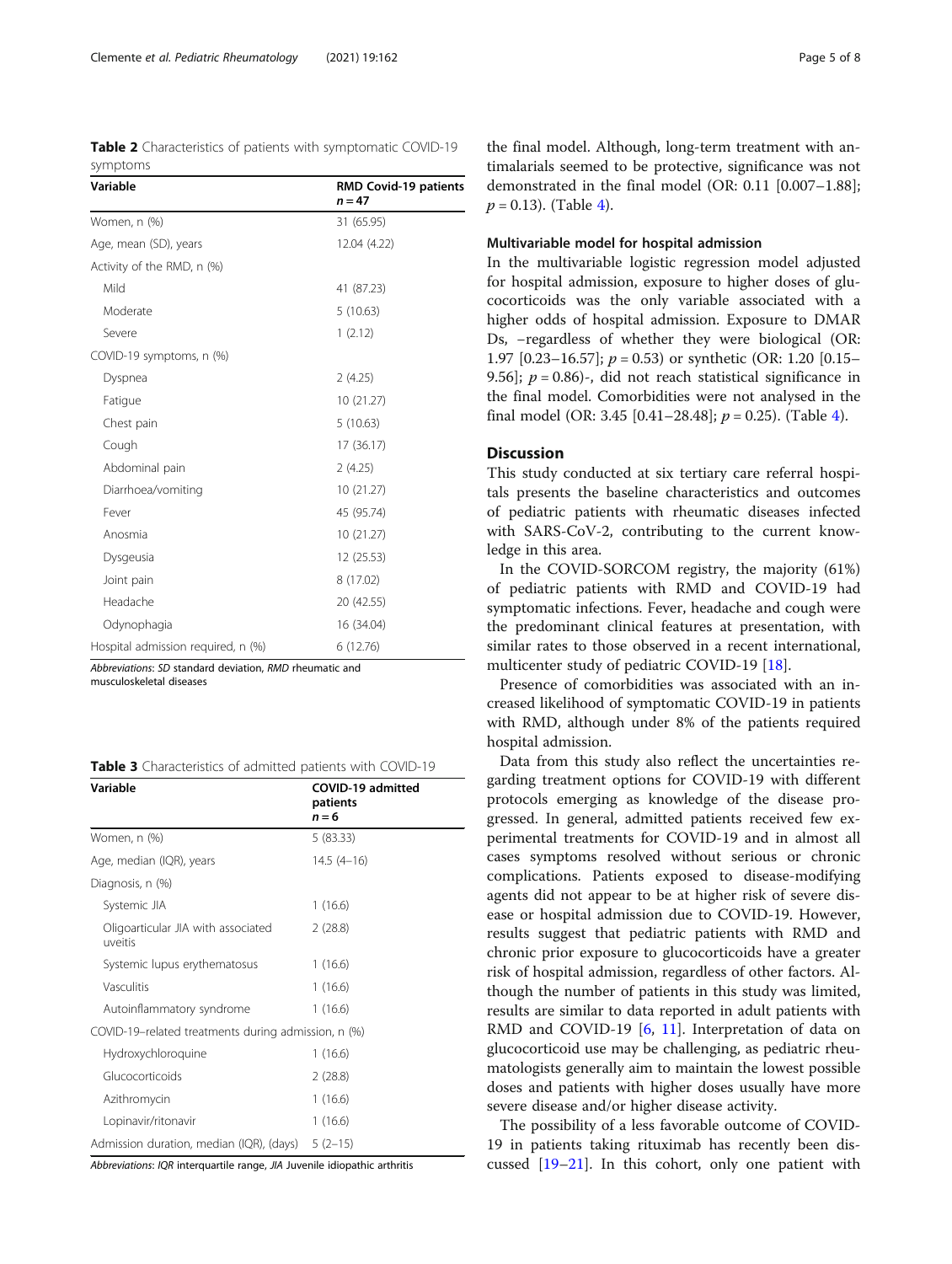**Table 2** Characteristics of patients with symptomatic COVID-19 symptoms

| Variable | RMD Covid-19 patients n = 47 |
| --- | --- |
| Women, n (%) | 31 (65.95) |
| Age, mean (SD), years | 12.04 (4.22) |
| Activity of the RMD, n (%) | |
| Mild | 41 (87.23) |
| Moderate | 5 (10.63) |
| Severe | 1 (2.12) |
| COVID-19 symptoms, n (%) | |
| Dyspnea | 2 (4.25) |
| Fatigue | 10 (21.27) |
| Chest pain | 5 (10.63) |
| Cough | 17 (36.17) |
| Abdominal pain | 2 (4.25) |
| Diarrhoea/vomiting | 10 (21.27) |
| Fever | 45 (95.74) |
| Anosmia | 10 (21.27) |
| Dysgeusia | 12 (25.53) |
| Joint pain | 8 (17.02) |
| Headache | 20 (42.55) |
| Odynophagia | 16 (34.04) |
| Hospital admission required, n (%) | 6 (12.76) |

*Abbreviations*: *SD* standard deviation, *RMD* rheumatic and musculoskeletal diseases

**Table 3** Characteristics of admitted patients with COVID-19

| Variable | COVID-19 admitted patients n = 6 |
| --- | --- |
| Women, n (%) | 5 (83.33) |
| Age, median (IQR), years | 14.5 (4–16) |
| Diagnosis, n (%) | |
| Systemic JIA | 1 (16.6) |
| Oligoarticular JIA with associated uveitis | 2 (28.8) |
| Systemic lupus erythematosus | 1 (16.6) |
| Vasculitis | 1 (16.6) |
| Autoinflammatory syndrome | 1 (16.6) |
| COVID-19–related treatments during admission, n (%) | |
| Hydroxychloroquine | 1 (16.6) |
| Glucocorticoids | 2 (28.8) |
| Azithromycin | 1 (16.6) |
| Lopinavir/ritonavir | 1 (16.6) |
| Admission duration, median (IQR), (days) | 5 (2–15) |

*Abbreviations*: *IQR* interquartile range, *JIA* Juvenile idiopathic arthritis

the final model. Although, long-term treatment with antimalarials seemed to be protective, significance was not demonstrated in the final model (OR: 0.11 [0.007–1.88]; $p = 0.13$). (Table 4).

### Multivariable model for hospital admission

In the multivariable logistic regression model adjusted for hospital admission, exposure to higher doses of glucocorticoids was the only variable associated with a higher odds of hospital admission. Exposure to DMARDs, –regardless of whether they were biological (OR: 1.97 [0.23–16.57]; $p = 0.53$) or synthetic (OR: 1.20 [0.15–9.56]; $p = 0.86$)-, did not reach statistical significance in the final model. Comorbidities were not analysed in the final model (OR: 3.45 [0.41–28.48]; $p = 0.25$). (Table 4).

## Discussion

This study conducted at six tertiary care referral hospitals presents the baseline characteristics and outcomes of pediatric patients with rheumatic diseases infected with SARS-CoV-2, contributing to the current knowledge in this area.

In the COVID-SORCOM registry, the majority (61%) of pediatric patients with RMD and COVID-19 had symptomatic infections. Fever, headache and cough were the predominant clinical features at presentation, with similar rates to those observed in a recent international, multicenter study of pediatric COVID-19 [18].

Presence of comorbidities was associated with an increased likelihood of symptomatic COVID-19 in patients with RMD, although under 8% of the patients required hospital admission.

Data from this study also reflect the uncertainties regarding treatment options for COVID-19 with different protocols emerging as knowledge of the disease progressed. In general, admitted patients received few experimental treatments for COVID-19 and in almost all cases symptoms resolved without serious or chronic complications. Patients exposed to disease-modifying agents did not appear to be at higher risk of severe disease or hospital admission due to COVID-19. However, results suggest that pediatric patients with RMD and chronic prior exposure to glucocorticoids have a greater risk of hospital admission, regardless of other factors. Although the number of patients in this study was limited, results are similar to data reported in adult patients with RMD and COVID-19 [6, 11]. Interpretation of data on glucocorticoid use may be challenging, as pediatric rheumatologists generally aim to maintain the lowest possible doses and patients with higher doses usually have more severe disease and/or higher disease activity.

The possibility of a less favorable outcome of COVID-19 in patients taking rituximab has recently been discussed [19–21]. In this cohort, only one patient with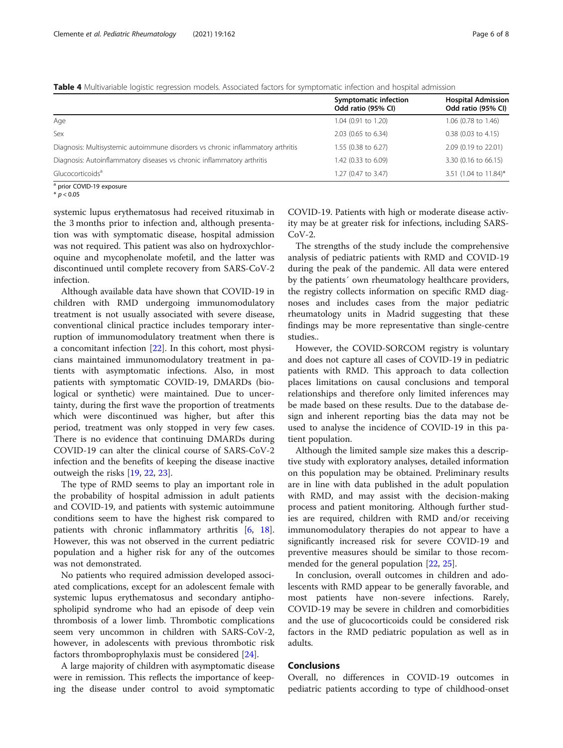**Table 4** Multivariable logistic regression models. Associated factors for symptomatic infection and hospital admission

| | Symptomatic infection Odd ratio (95% CI) | Hospital Admission Odd ratio (95% CI) |
|---|---|---|
| Age | 1.04 (0.91 to 1.20) | 1.06 (0.78 to 1.46) |
| Sex | 2.03 (0.65 to 6.34) | 0.38 (0.03 to 4.15) |
| Diagnosis: Multisystemic autoimmune disorders vs chronic inflammatory arthritis | 1.55 (0.38 to 6.27) | 2.09 (0.19 to 22.01) |
| Diagnosis: Autoinflammatory diseases vs chronic inflammatory arthritis | 1.42 (0.33 to 6.09) | 3.30 (0.16 to 66.15) |
| Glucocorticoids[a] | 1.27 (0.47 to 3.47) | 3.51 (1.04 to 11.84)* |

[a] prior COVID-19 exposure
* $p < 0.05$

systemic lupus erythematosus had received rituximab in the 3 months prior to infection and, although presentation was with symptomatic disease, hospital admission was not required. This patient was also on hydroxychloroquine and mycophenolate mofetil, and the latter was discontinued until complete recovery from SARS-CoV-2 infection.

Although available data have shown that COVID-19 in children with RMD undergoing immunomodulatory treatment is not usually associated with severe disease, conventional clinical practice includes temporary interruption of immunomodulatory treatment when there is a concomitant infection [22]. In this cohort, most physicians maintained immunomodulatory treatment in patients with asymptomatic infections. Also, in most patients with symptomatic COVID-19, DMARDs (biological or synthetic) were maintained. Due to uncertainty, during the first wave the proportion of treatments which were discontinued was higher, but after this period, treatment was only stopped in very few cases. There is no evidence that continuing DMARDs during COVID-19 can alter the clinical course of SARS-CoV-2 infection and the benefits of keeping the disease inactive outweigh the risks [19, 22, 23].

The type of RMD seems to play an important role in the probability of hospital admission in adult patients and COVID-19, and patients with systemic autoimmune conditions seem to have the highest risk compared to patients with chronic inflammatory arthritis [6, 18]. However, this was not observed in the current pediatric population and a higher risk for any of the outcomes was not demonstrated.

No patients who required admission developed associated complications, except for an adolescent female with systemic lupus erythematosus and secondary antiphospholipid syndrome who had an episode of deep vein thrombosis of a lower limb. Thrombotic complications seem very uncommon in children with SARS-CoV-2, however, in adolescents with previous thrombotic risk factors thromboprophylaxis must be considered [24].

A large majority of children with asymptomatic disease were in remission. This reflects the importance of keeping the disease under control to avoid symptomatic COVID-19. Patients with high or moderate disease activity may be at greater risk for infections, including SARS-CoV-2.

The strengths of the study include the comprehensive analysis of pediatric patients with RMD and COVID-19 during the peak of the pandemic. All data were entered by the patients´ own rheumatology healthcare providers, the registry collects information on specific RMD diagnoses and includes cases from the major pediatric rheumatology units in Madrid suggesting that these findings may be more representative than single-centre studies..

However, the COVID-SORCOM registry is voluntary and does not capture all cases of COVID-19 in pediatric patients with RMD. This approach to data collection places limitations on causal conclusions and temporal relationships and therefore only limited inferences may be made based on these results. Due to the database design and inherent reporting bias the data may not be used to analyse the incidence of COVID-19 in this patient population.

Although the limited sample size makes this a descriptive study with exploratory analyses, detailed information on this population may be obtained. Preliminary results are in line with data published in the adult population with RMD, and may assist with the decision-making process and patient monitoring. Although further studies are required, children with RMD and/or receiving immunomodulatory therapies do not appear to have a significantly increased risk for severe COVID-19 and preventive measures should be similar to those recommended for the general population [22, 25].

In conclusion, overall outcomes in children and adolescents with RMD appear to be generally favorable, and most patients have non-severe infections. Rarely, COVID-19 may be severe in children and comorbidities and the use of glucocorticoids could be considered risk factors in the RMD pediatric population as well as in adults.

## Conclusions

Overall, no differences in COVID-19 outcomes in pediatric patients according to type of childhood-onset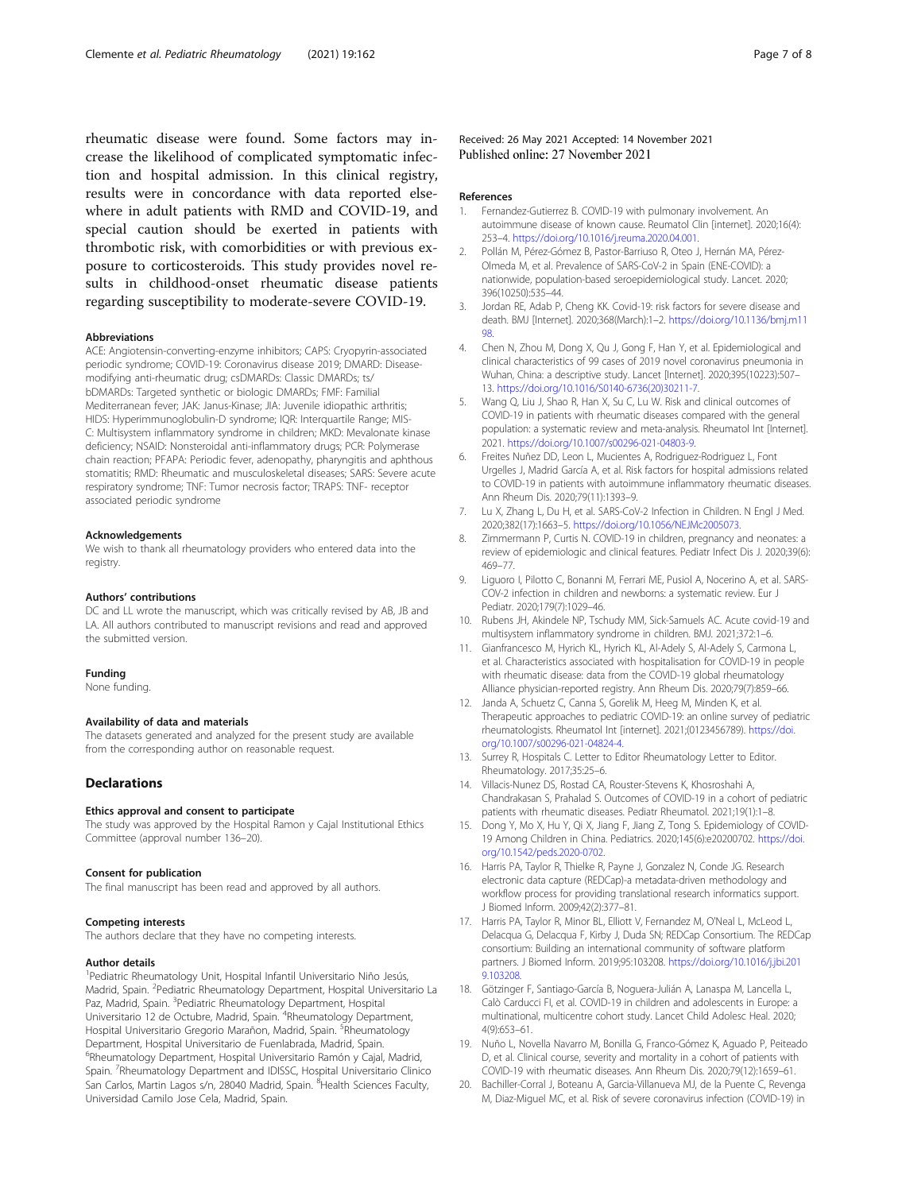rheumatic disease were found. Some factors may increase the likelihood of complicated symptomatic infection and hospital admission. In this clinical registry, results were in concordance with data reported elsewhere in adult patients with RMD and COVID-19, and special caution should be exerted in patients with thrombotic risk, with comorbidities or with previous exposure to corticosteroids. This study provides novel results in childhood-onset rheumatic disease patients regarding susceptibility to moderate-severe COVID-19.

### Abbreviations

ACE: Angiotensin-converting-enzyme inhibitors; CAPS: Cryopyrin-associated periodic syndrome; COVID-19: Coronavirus disease 2019; DMARD: Disease-modifying anti-rheumatic drug; csDMARDs: Classic DMARDs; ts/bDMARDs: Targeted synthetic or biologic DMARDs; FMF: Familial Mediterranean fever; JAK: Janus-Kinase; JIA: Juvenile idiopathic arthritis; HIDS: Hyperimmunoglobulin-D syndrome; IQR: Interquartile Range; MIS-C: Multisystem inflammatory syndrome in children; MKD: Mevalonate kinase deficiency; NSAID: Nonsteroidal anti-inflammatory drugs; PCR: Polymerase chain reaction; PFAPA: Periodic fever, adenopathy, pharyngitis and aphthous stomatitis; RMD: Rheumatic and musculoskeletal diseases; SARS: Severe acute respiratory syndrome; TNF: Tumor necrosis factor; TRAPS: TNF- receptor associated periodic syndrome

### Acknowledgements

We wish to thank all rheumatology providers who entered data into the registry.

### Authors' contributions

DC and LL wrote the manuscript, which was critically revised by AB, JB and LA. All authors contributed to manuscript revisions and read and approved the submitted version.

### Funding

None funding.

### Availability of data and materials

The datasets generated and analyzed for the present study are available from the corresponding author on reasonable request.

## Declarations

### Ethics approval and consent to participate

The study was approved by the Hospital Ramon y Cajal Institutional Ethics Committee (approval number 136–20).

### Consent for publication

The final manuscript has been read and approved by all authors.

### Competing interests

The authors declare that they have no competing interests.

### Author details

[1]Pediatric Rheumatology Unit, Hospital Infantil Universitario Niño Jesús, Madrid, Spain. [2]Pediatric Rheumatology Department, Hospital Universitario La Paz, Madrid, Spain. [3]Pediatric Rheumatology Department, Hospital Universitario 12 de Octubre, Madrid, Spain. [4]Rheumatology Department, Hospital Universitario Gregorio Marañon, Madrid, Spain. [5]Rheumatology Department, Hospital Universitario de Fuenlabrada, Madrid, Spain. [6]Rheumatology Department, Hospital Universitario Ramón y Cajal, Madrid, Spain. [7]Rheumatology Department and IDISSC, Hospital Universitario Clinico San Carlos, Martin Lagos s/n, 28040 Madrid, Spain. [8]Health Sciences Faculty, Universidad Camilo Jose Cela, Madrid, Spain.

Received: 26 May 2021 Accepted: 14 November 2021
Published online: 27 November 2021

### References

1. Fernandez-Gutierrez B. COVID-19 with pulmonary involvement. An autoimmune disease of known cause. Reumatol Clin [internet]. 2020;16(4):253–4. https://doi.org/10.1016/j.reuma.2020.04.001.
2. Pollán M, Pérez-Gómez B, Pastor-Barriuso R, Oteo J, Hernán MA, Pérez-Olmeda M, et al. Prevalence of SARS-CoV-2 in Spain (ENE-COVID): a nationwide, population-based seroepidemiological study. Lancet. 2020;396(10250):535–44.
3. Jordan RE, Adab P, Cheng KK. Covid-19: risk factors for severe disease and death. BMJ [Internet]. 2020;368(March):1–2. https://doi.org/10.1136/bmj.m1198.
4. Chen N, Zhou M, Dong X, Qu J, Gong F, Han Y, et al. Epidemiological and clinical characteristics of 99 cases of 2019 novel coronavirus pneumonia in Wuhan, China: a descriptive study. Lancet [Internet]. 2020;395(10223):507–13. https://doi.org/10.1016/S0140-6736(20)30211-7.
5. Wang Q, Liu J, Shao R, Han X, Su C, Lu W. Risk and clinical outcomes of COVID-19 in patients with rheumatic diseases compared with the general population: a systematic review and meta-analysis. Rheumatol Int [Internet]. 2021. https://doi.org/10.1007/s00296-021-04803-9.
6. Freites Nuñez DD, Leon L, Mucientes A, Rodriguez-Rodriguez L, Font Urgelles J, Madrid García A, et al. Risk factors for hospital admissions related to COVID-19 in patients with autoimmune inflammatory rheumatic diseases. Ann Rheum Dis. 2020;79(11):1393–9.
7. Lu X, Zhang L, Du H, et al. SARS-CoV-2 Infection in Children. N Engl J Med. 2020;382(17):1663–5. https://doi.org/10.1056/NEJMc2005073.
8. Zimmermann P, Curtis N. COVID-19 in children, pregnancy and neonates: a review of epidemiologic and clinical features. Pediatr Infect Dis J. 2020;39(6):469–77.
9. Liguoro I, Pilotto C, Bonanni M, Ferrari ME, Pusiol A, Nocerino A, et al. SARS-COV-2 infection in children and newborns: a systematic review. Eur J Pediatr. 2020;179(7):1029–46.
10. Rubens JH, Akindele NP, Tschudy MM, Sick-Samuels AC. Acute covid-19 and multisystem inflammatory syndrome in children. BMJ. 2021;372:1–6.
11. Gianfrancesco M, Hyrich KL, Hyrich KL, Al-Adely S, Al-Adely S, Carmona L, et al. Characteristics associated with hospitalisation for COVID-19 in people with rheumatic disease: data from the COVID-19 global rheumatology Alliance physician-reported registry. Ann Rheum Dis. 2020;79(7):859–66.
12. Janda A, Schuetz C, Canna S, Gorelik M, Heeg M, Minden K, et al. Therapeutic approaches to pediatric COVID-19: an online survey of pediatric rheumatologists. Rheumatol Int [internet]. 2021;(0123456789). https://doi.org/10.1007/s00296-021-04824-4.
13. Surrey R, Hospitals C. Letter to Editor Rheumatology Letter to Editor. Rheumatology. 2017;35:25–6.
14. Villacis-Nunez DS, Rostad CA, Rouster-Stevens K, Khosroshahi A, Chandrakasan S, Prahalad S. Outcomes of COVID-19 in a cohort of pediatric patients with rheumatic diseases. Pediatr Rheumatol. 2021;19(1):1–8.
15. Dong Y, Mo X, Hu Y, Qi X, Jiang F, Jiang Z, Tong S. Epidemiology of COVID-19 Among Children in China. Pediatrics. 2020;145(6):e20200702. https://doi.org/10.1542/peds.2020-0702.
16. Harris PA, Taylor R, Thielke R, Payne J, Gonzalez N, Conde JG. Research electronic data capture (REDCap)-a metadata-driven methodology and workflow process for providing translational research informatics support. J Biomed Inform. 2009;42(2):377–81.
17. Harris PA, Taylor R, Minor BL, Elliott V, Fernandez M, O'Neal L, McLeod L, Delacqua G, Delacqua F, Kirby J, Duda SN; REDCap Consortium. The REDCap consortium: Building an international community of software platform partners. J Biomed Inform. 2019;95:103208. https://doi.org/10.1016/j.jbi.2019.103208.
18. Götzinger F, Santiago-García B, Noguera-Julián A, Lanaspa M, Lancella L, Calò Carducci FI, et al. COVID-19 in children and adolescents in Europe: a multinational, multicentre cohort study. Lancet Child Adolesc Heal. 2020;4(9):653–61.
19. Nuño L, Novella Navarro M, Bonilla G, Franco-Gómez K, Aguado P, Peiteado D, et al. Clinical course, severity and mortality in a cohort of patients with COVID-19 with rheumatic diseases. Ann Rheum Dis. 2020;79(12):1659–61.
20. Bachiller-Corral J, Boteanu A, Garcia-Villanueva MJ, de la Puente C, Revenga M, Diaz-Miguel MC, et al. Risk of severe coronavirus infection (COVID-19) in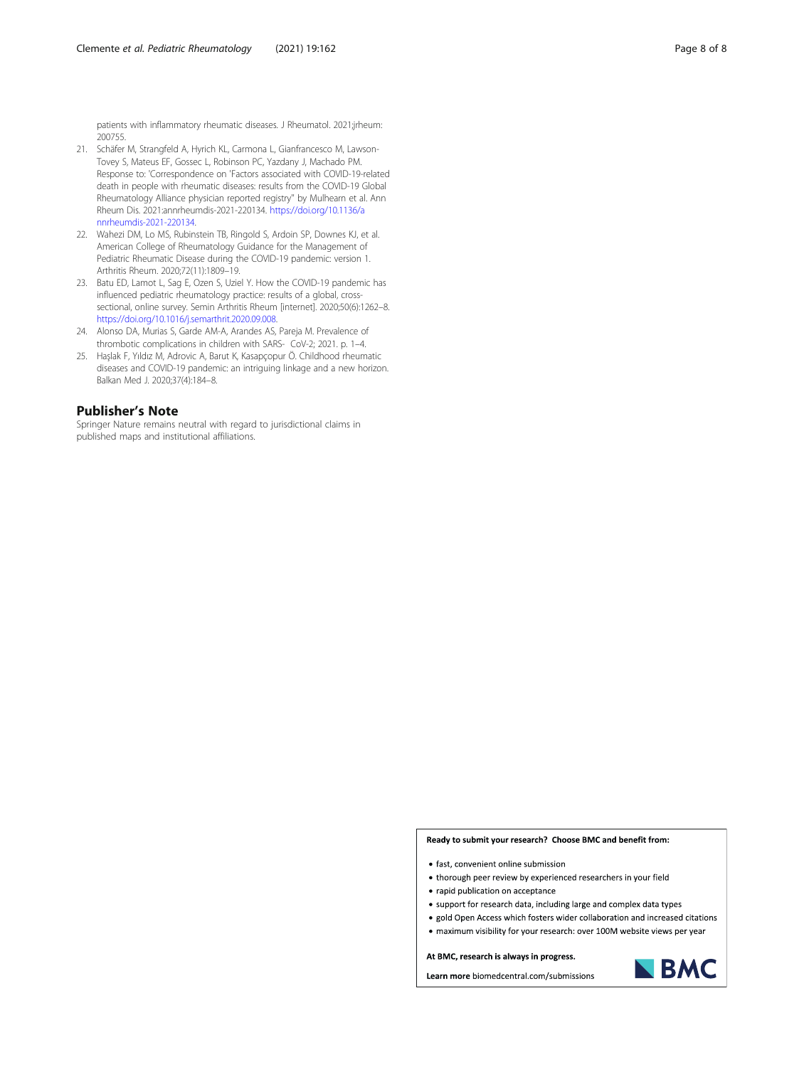patients with inflammatory rheumatic diseases. J Rheumatol. 2021;jrheum: 200755.

21. Schäfer M, Strangfeld A, Hyrich KL, Carmona L, Gianfrancesco M, Lawson-Tovey S, Mateus EF, Gossec L, Robinson PC, Yazdany J, Machado PM. Response to: 'Correspondence on 'Factors associated with COVID-19-related death in people with rheumatic diseases: results from the COVID-19 Global Rheumatology Alliance physician reported registry'' by Mulhearn et al. Ann Rheum Dis. 2021:annrheumdis-2021-220134. https://doi.org/10.1136/annrheumdis-2021-220134.
22. Wahezi DM, Lo MS, Rubinstein TB, Ringold S, Ardoin SP, Downes KJ, et al. American College of Rheumatology Guidance for the Management of Pediatric Rheumatic Disease during the COVID-19 pandemic: version 1. Arthritis Rheum. 2020;72(11):1809–19.
23. Batu ED, Lamot L, Sag E, Ozen S, Uziel Y. How the COVID-19 pandemic has influenced pediatric rheumatology practice: results of a global, cross-sectional, online survey. Semin Arthritis Rheum [internet]. 2020;50(6):1262–8. https://doi.org/10.1016/j.semarthrit.2020.09.008.
24. Alonso DA, Murias S, Garde AM-A, Arandes AS, Pareja M. Prevalence of thrombotic complications in children with SARS- CoV-2; 2021. p. 1–4.
25. Haşlak F, Yıldız M, Adrovic A, Barut K, Kasapçopur Ö. Childhood rheumatic diseases and COVID-19 pandemic: an intriguing linkage and a new horizon. Balkan Med J. 2020;37(4):184–8.

## Publisher's Note

Springer Nature remains neutral with regard to jurisdictional claims in published maps and institutional affiliations.

**Ready to submit your research? Choose BMC and benefit from:**

- fast, convenient online submission
- thorough peer review by experienced researchers in your field
- rapid publication on acceptance
- support for research data, including large and complex data types
- gold Open Access which fosters wider collaboration and increased citations
- maximum visibility for your research: over 100M website views per year

**At BMC, research is always in progress.**

**Learn more** biomedcentral.com/submissions

BMC